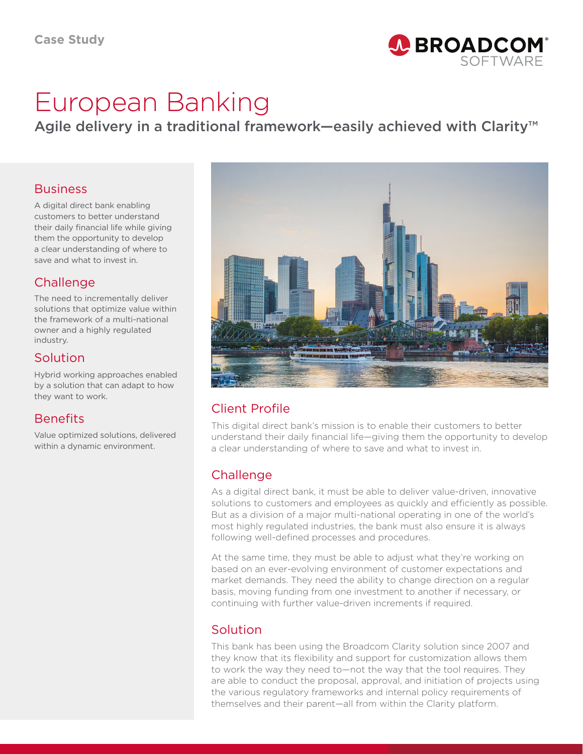Case Study

# European Banking

## Agile delivery in a traditional framework—easily achieved with Clarity™

### Business

A digital direct bank enabling customers to better understand their daily financial life while giving them the opportunity to develop a clear understanding of where to save and what to invest in.

### Challenge

The need to incrementally deliver solutions that optimize value within the framework of a multi-national owner and a highly regulated industry.

### Solution

Hybrid working approaches enabled by a solution that can adapt to how they want to work.

### Benefits

Value optimized solutions, delivered within a dynamic environment.

### Client Profile

This digital direct bank's mission is to enable their customers to better understand their daily financial life—giving them the opportunity to develop a clear understanding of where to save and what to invest in.

### Challenge

As a digital direct bank, it must be able to deliver value-driven, innovative solutions to customers and employees as quickly and efficiently as possible. But as a division of a major multi-national operating in one of the world's most highly regulated industries, the bank must also ensure it is always following well-defined processes and procedures.

At the same time, they must be able to adjust what they're working on based on an ever-evolving environment of customer expectations and market demands. They need the ability to change direction on a regular basis, moving funding from one investment to another if necessary, or continuing with further value-driven increments if required.

### Solution

This bank has been using the Broadcom Clarity solution since 2007 and they know that its flexibility and support for customization allows them to work the way they need to—not the way that the tool requires. They are able to conduct the proposal, approval, and initiation of projects using the various regulatory frameworks and internal policy requirements of themselves and their parent—all from within the Clarity platform.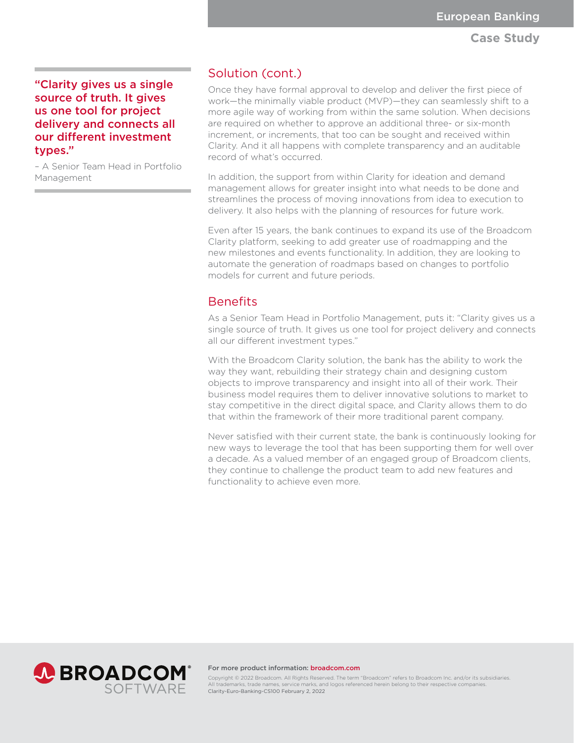> "Clarity gives us a single source of truth. It gives us one tool for project delivery and connects all our different investment types."
>
> – A Senior Team Head in Portfolio Management

## Solution (cont.)

Once they have formal approval to develop and deliver the first piece of work—the minimally viable product (MVP)—they can seamlessly shift to a more agile way of working from within the same solution. When decisions are required on whether to approve an additional three- or six-month increment, or increments, that too can be sought and received within Clarity. And it all happens with complete transparency and an auditable record of what's occurred.

In addition, the support from within Clarity for ideation and demand management allows for greater insight into what needs to be done and streamlines the process of moving innovations from idea to execution to delivery. It also helps with the planning of resources for future work.

Even after 15 years, the bank continues to expand its use of the Broadcom Clarity platform, seeking to add greater use of roadmapping and the new milestones and events functionality. In addition, they are looking to automate the generation of roadmaps based on changes to portfolio models for current and future periods.

## Benefits

As a Senior Team Head in Portfolio Management, puts it: "Clarity gives us a single source of truth. It gives us one tool for project delivery and connects all our different investment types."

With the Broadcom Clarity solution, the bank has the ability to work the way they want, rebuilding their strategy chain and designing custom objects to improve transparency and insight into all of their work. Their business model requires them to deliver innovative solutions to market to stay competitive in the direct digital space, and Clarity allows them to do that within the framework of their more traditional parent company.

Never satisfied with their current state, the bank is continuously looking for new ways to leverage the tool that has been supporting them for well over a decade. As a valued member of an engaged group of Broadcom clients, they continue to challenge the product team to add new features and functionality to achieve even more.

BROADCOM® SOFTWARE

For more product information: broadcom.com

Copyright © 2022 Broadcom. All Rights Reserved. The term "Broadcom" refers to Broadcom Inc. and/or its subsidiaries. All trademarks, trade names, service marks, and logos referenced herein belong to their respective companies.
Clarity-Euro-Banking-CS100 February 2, 2022